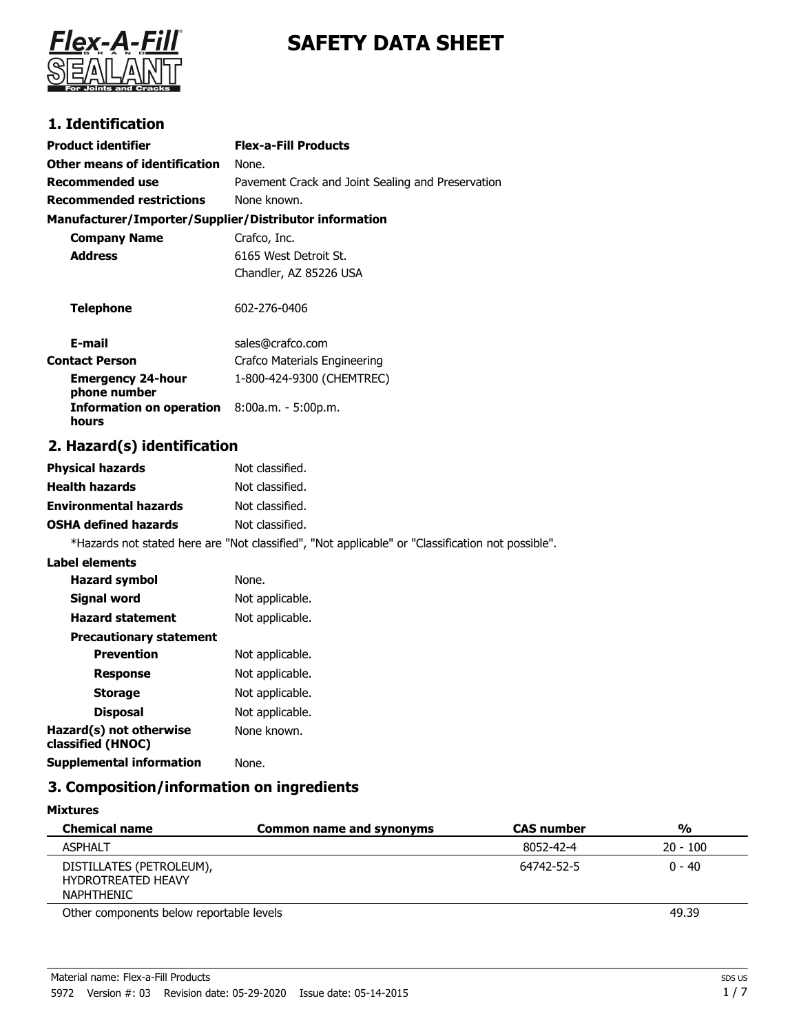# SAFETY DATA SHEET

## 1. Identification

**Product identifier** **Flex-a-Fill Products**

**Other means of identification** None.

**Recommended use** Pavement Crack and Joint Sealing and Preservation

**Recommended restrictions** None known.

**Manufacturer/Importer/Supplier/Distributor information**

**Company Name** Crafco, Inc.

**Address** 6165 West Detroit St.
Chandler, AZ 85226 USA

**Telephone** 602-276-0406

**E-mail** sales@crafco.com

**Contact Person** Crafco Materials Engineering

**Emergency 24-hour phone number** 1-800-424-9300 (CHEMTREC)

**Information on operation hours** 8:00a.m. - 5:00p.m.

## 2. Hazard(s) identification

**Physical hazards** Not classified.

**Health hazards** Not classified.

**Environmental hazards** Not classified.

**OSHA defined hazards** Not classified.

*Hazards not stated here are "Not classified", "Not applicable" or "Classification not possible".

**Label elements**

**Hazard symbol** None.

**Signal word** Not applicable.

**Hazard statement** Not applicable.

**Precautionary statement**

**Prevention** Not applicable.

**Response** Not applicable.

**Storage** Not applicable.

**Disposal** Not applicable.

**Hazard(s) not otherwise classified (HNOC)** None known.

**Supplemental information** None.

## 3. Composition/information on ingredients

**Mixtures**

| Chemical name | Common name and synonyms | CAS number | % |
|---|---|---|---|
| ASPHALT | | 8052-42-4 | 20 - 100 |
| DISTILLATES (PETROLEUM), HYDROTREATED HEAVY NAPHTHENIC | | 64742-52-5 | 0 - 40 |
| Other components below reportable levels | | | 49.39 |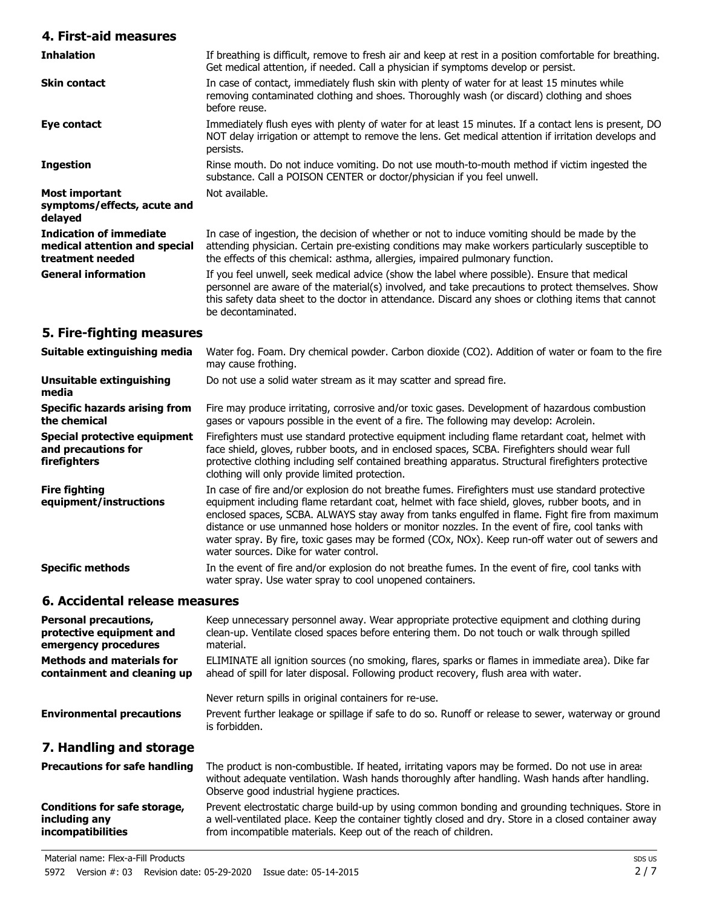## 4. First-aid measures

| | |
|---|---|
| **Inhalation** | If breathing is difficult, remove to fresh air and keep at rest in a position comfortable for breathing. Get medical attention, if needed. Call a physician if symptoms develop or persist. |
| **Skin contact** | In case of contact, immediately flush skin with plenty of water for at least 15 minutes while removing contaminated clothing and shoes. Thoroughly wash (or discard) clothing and shoes before reuse. |
| **Eye contact** | Immediately flush eyes with plenty of water for at least 15 minutes. If a contact lens is present, DO NOT delay irrigation or attempt to remove the lens. Get medical attention if irritation develops and persists. |
| **Ingestion** | Rinse mouth. Do not induce vomiting. Do not use mouth-to-mouth method if victim ingested the substance. Call a POISON CENTER or doctor/physician if you feel unwell. |
| **Most important symptoms/effects, acute and delayed** | Not available. |
| **Indication of immediate medical attention and special treatment needed** | In case of ingestion, the decision of whether or not to induce vomiting should be made by the attending physician. Certain pre-existing conditions may make workers particularly susceptible to the effects of this chemical: asthma, allergies, impaired pulmonary function. |
| **General information** | If you feel unwell, seek medical advice (show the label where possible). Ensure that medical personnel are aware of the material(s) involved, and take precautions to protect themselves. Show this safety data sheet to the doctor in attendance. Discard any shoes or clothing items that cannot be decontaminated. |

## 5. Fire-fighting measures

| | |
|---|---|
| **Suitable extinguishing media** | Water fog. Foam. Dry chemical powder. Carbon dioxide ($CO_2$). Addition of water or foam to the fire may cause frothing. |
| **Unsuitable extinguishing media** | Do not use a solid water stream as it may scatter and spread fire. |
| **Specific hazards arising from the chemical** | Fire may produce irritating, corrosive and/or toxic gases. Development of hazardous combustion gases or vapours possible in the event of a fire. The following may develop: Acrolein. |
| **Special protective equipment and precautions for firefighters** | Firefighters must use standard protective equipment including flame retardant coat, helmet with face shield, gloves, rubber boots, and in enclosed spaces, SCBA. Firefighters should wear full protective clothing including self contained breathing apparatus. Structural firefighters protective clothing will only provide limited protection. |
| **Fire fighting equipment/instructions** | In case of fire and/or explosion do not breathe fumes. Firefighters must use standard protective equipment including flame retardant coat, helmet with face shield, gloves, rubber boots, and in enclosed spaces, SCBA. ALWAYS stay away from tanks engulfed in flame. Fight fire from maximum distance or use unmanned hose holders or monitor nozzles. In the event of fire, cool tanks with water spray. By fire, toxic gases may be formed ($CO_x$, $NO_x$). Keep run-off water out of sewers and water sources. Dike for water control. |
| **Specific methods** | In the event of fire and/or explosion do not breathe fumes. In the event of fire, cool tanks with water spray. Use water spray to cool unopened containers. |

## 6. Accidental release measures

| | |
|---|---|
| **Personal precautions, protective equipment and emergency procedures** | Keep unnecessary personnel away. Wear appropriate protective equipment and clothing during clean-up. Ventilate closed spaces before entering them. Do not touch or walk through spilled material. |
| **Methods and materials for containment and cleaning up** | ELIMINATE all ignition sources (no smoking, flares, sparks or flames in immediate area). Dike far ahead of spill for later disposal. Following product recovery, flush area with water.<br><br>Never return spills in original containers for re-use. |
| **Environmental precautions** | Prevent further leakage or spillage if safe to do so. Runoff or release to sewer, waterway or ground is forbidden. |

## 7. Handling and storage

| | |
|---|---|
| **Precautions for safe handling** | The product is non-combustible. If heated, irritating vapors may be formed. Do not use in areas without adequate ventilation. Wash hands thoroughly after handling. Wash hands after handling. Observe good industrial hygiene practices. |
| **Conditions for safe storage, including any incompatibilities** | Prevent electrostatic charge build-up by using common bonding and grounding techniques. Store in a well-ventilated place. Keep the container tightly closed and dry. Store in a closed container away from incompatible materials. Keep out of the reach of children. |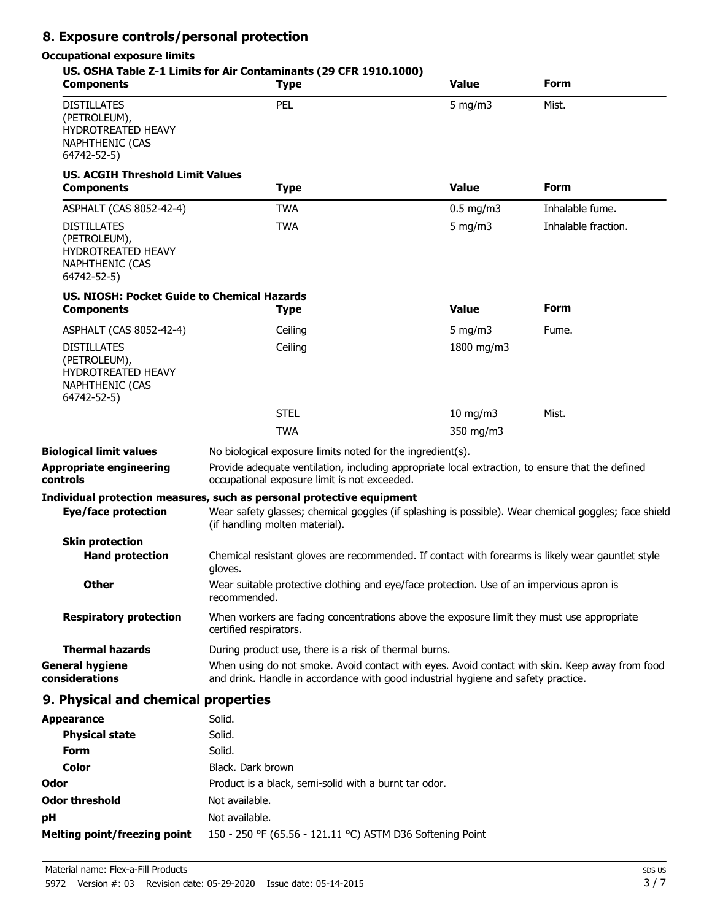## 8. Exposure controls/personal protection

### Occupational exposure limits

**US. OSHA Table Z-1 Limits for Air Contaminants (29 CFR 1910.1000)**

| Components | Type | Value | Form |
|---|---|---|---|
| DISTILLATES (PETROLEUM), HYDROTREATED HEAVY NAPHTHENIC (CAS 64742-52-5) | PEL | 5 mg/m3 | Mist. |

**US. ACGIH Threshold Limit Values**

| Components | Type | Value | Form |
|---|---|---|---|
| ASPHALT (CAS 8052-42-4) | TWA | 0.5 mg/m3 | Inhalable fume. |
| DISTILLATES (PETROLEUM), HYDROTREATED HEAVY NAPHTHENIC (CAS 64742-52-5) | TWA | 5 mg/m3 | Inhalable fraction. |

**US. NIOSH: Pocket Guide to Chemical Hazards**

| Components | Type | Value | Form |
|---|---|---|---|
| ASPHALT (CAS 8052-42-4) | Ceiling | 5 mg/m3 | Fume. |
| DISTILLATES (PETROLEUM), HYDROTREATED HEAVY NAPHTHENIC (CAS 64742-52-5) | Ceiling | 1800 mg/m3 | |
| | STEL | 10 mg/m3 | Mist. |
| | TWA | 350 mg/m3 | |

**Biological limit values** No biological exposure limits noted for the ingredient(s).

**Appropriate engineering controls** Provide adequate ventilation, including appropriate local extraction, to ensure that the defined occupational exposure limit is not exceeded.

### Individual protection measures, such as personal protective equipment

**Eye/face protection** Wear safety glasses; chemical goggles (if splashing is possible). Wear chemical goggles; face shield (if handling molten material).

**Skin protection**

**Hand protection** Chemical resistant gloves are recommended. If contact with forearms is likely wear gauntlet style gloves.

**Other** Wear suitable protective clothing and eye/face protection. Use of an impervious apron is recommended.

**Respiratory protection** When workers are facing concentrations above the exposure limit they must use appropriate certified respirators.

**Thermal hazards** During product use, there is a risk of thermal burns.

**General hygiene considerations** When using do not smoke. Avoid contact with eyes. Avoid contact with skin. Keep away from food and drink. Handle in accordance with good industrial hygiene and safety practice.

## 9. Physical and chemical properties

**Appearance** Solid.

**Physical state** Solid.

**Form** Solid.

**Color** Black. Dark brown

**Odor** Product is a black, semi-solid with a burnt tar odor.

**Odor threshold** Not available.

**pH** Not available.

**Melting point/freezing point** 150 - 250 °F (65.56 - 121.11 °C) ASTM D36 Softening Point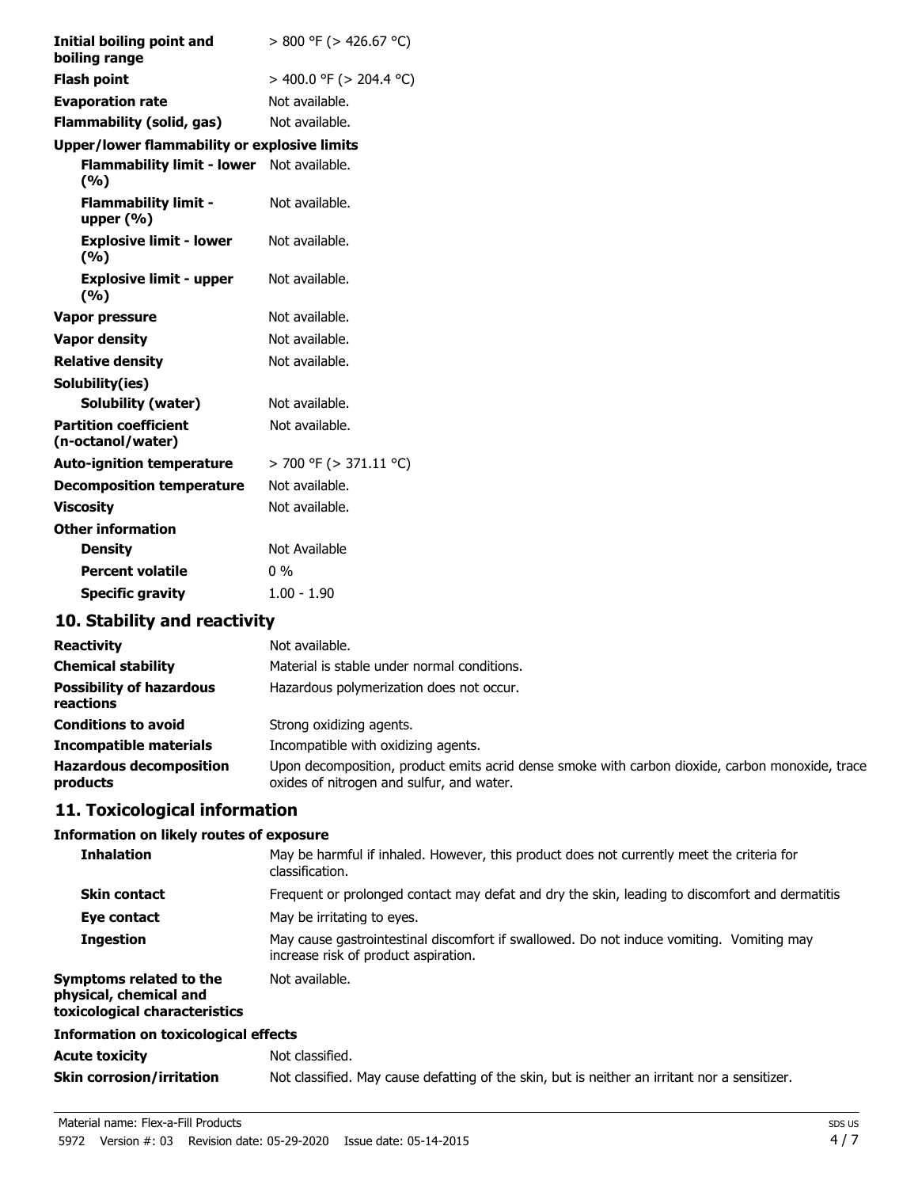| | |
|---|---|
| **Initial boiling point and boiling range** | > 800 °F (> 426.67 °C) |
| **Flash point** | > 400.0 °F (> 204.4 °C) |
| **Evaporation rate** | Not available. |
| **Flammability (solid, gas)** | Not available. |
| **Upper/lower flammability or explosive limits** | |
| **Flammability limit - lower (%)** | Not available. |
| **Flammability limit - upper (%)** | Not available. |
| **Explosive limit - lower (%)** | Not available. |
| **Explosive limit - upper (%)** | Not available. |
| **Vapor pressure** | Not available. |
| **Vapor density** | Not available. |
| **Relative density** | Not available. |
| **Solubility(ies)** | |
| **Solubility (water)** | Not available. |
| **Partition coefficient (n-octanol/water)** | Not available. |
| **Auto-ignition temperature** | > 700 °F (> 371.11 °C) |
| **Decomposition temperature** | Not available. |
| **Viscosity** | Not available. |
| **Other information** | |
| **Density** | Not Available |
| **Percent volatile** | 0 % |
| **Specific gravity** | 1.00 - 1.90 |

## 10. Stability and reactivity

| | |
|---|---|
| **Reactivity** | Not available. |
| **Chemical stability** | Material is stable under normal conditions. |
| **Possibility of hazardous reactions** | Hazardous polymerization does not occur. |
| **Conditions to avoid** | Strong oxidizing agents. |
| **Incompatible materials** | Incompatible with oxidizing agents. |
| **Hazardous decomposition products** | Upon decomposition, product emits acrid dense smoke with carbon dioxide, carbon monoxide, trace oxides of nitrogen and sulfur, and water. |

## 11. Toxicological information

**Information on likely routes of exposure**

| | |
|---|---|
| **Inhalation** | May be harmful if inhaled. However, this product does not currently meet the criteria for classification. |
| **Skin contact** | Frequent or prolonged contact may defat and dry the skin, leading to discomfort and dermatitis |
| **Eye contact** | May be irritating to eyes. |
| **Ingestion** | May cause gastrointestinal discomfort if swallowed. Do not induce vomiting. Vomiting may increase risk of product aspiration. |
| **Symptoms related to the physical, chemical and toxicological characteristics** | Not available. |

**Information on toxicological effects**

| | |
|---|---|
| **Acute toxicity** | Not classified. |
| **Skin corrosion/irritation** | Not classified. May cause defatting of the skin, but is neither an irritant nor a sensitizer. |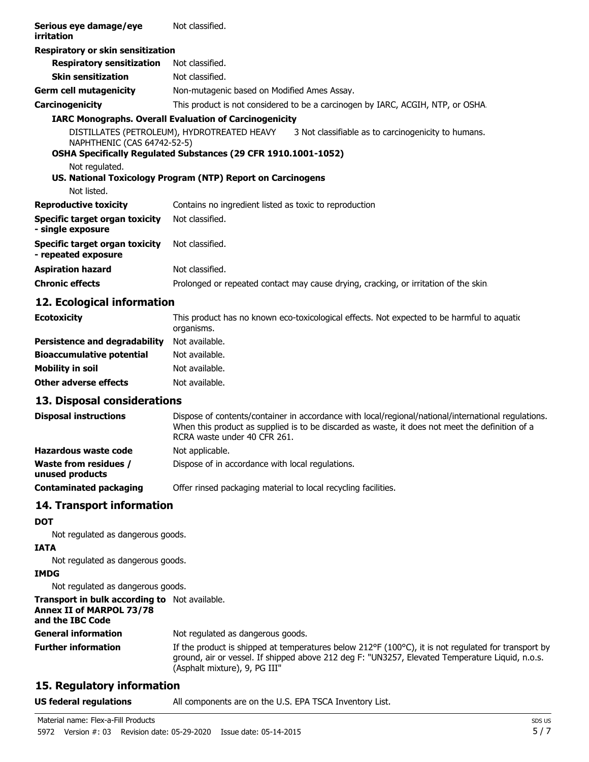| | |
|---|---|
| **Serious eye damage/eye irritation** | Not classified. |

**Respiratory or skin sensitization**

| | |
|---|---|
| **Respiratory sensitization** | Not classified. |
| **Skin sensitization** | Not classified. |
| **Germ cell mutagenicity** | Non-mutagenic based on Modified Ames Assay. |
| **Carcinogenicity** | This product is not considered to be a carcinogen by IARC, ACGIH, NTP, or OSHA. |

**IARC Monographs. Overall Evaluation of Carcinogenicity**

| | |
|---|---|
| DISTILLATES (PETROLEUM), HYDROTREATED HEAVY NAPHTHENIC (CAS 64742-52-5) | 3 Not classifiable as to carcinogenicity to humans. |

**OSHA Specifically Regulated Substances (29 CFR 1910.1001-1052)**

Not regulated.

**US. National Toxicology Program (NTP) Report on Carcinogens**

Not listed.

| | |
|---|---|
| **Reproductive toxicity** | Contains no ingredient listed as toxic to reproduction |
| **Specific target organ toxicity - single exposure** | Not classified. |
| **Specific target organ toxicity - repeated exposure** | Not classified. |
| **Aspiration hazard** | Not classified. |
| **Chronic effects** | Prolonged or repeated contact may cause drying, cracking, or irritation of the skin. |

## 12. Ecological information

| | |
|---|---|
| **Ecotoxicity** | This product has no known eco-toxicological effects. Not expected to be harmful to aquatic organisms. |
| **Persistence and degradability** | Not available. |
| **Bioaccumulative potential** | Not available. |
| **Mobility in soil** | Not available. |
| **Other adverse effects** | Not available. |

## 13. Disposal considerations

| | |
|---|---|
| **Disposal instructions** | Dispose of contents/container in accordance with local/regional/national/international regulations. When this product as supplied is to be discarded as waste, it does not meet the definition of a RCRA waste under 40 CFR 261. |
| **Hazardous waste code** | Not applicable. |
| **Waste from residues / unused products** | Dispose of in accordance with local regulations. |
| **Contaminated packaging** | Offer rinsed packaging material to local recycling facilities. |

## 14. Transport information

**DOT**

Not regulated as dangerous goods.

**IATA**

Not regulated as dangerous goods.

**IMDG**

Not regulated as dangerous goods.

| | |
|---|---|
| **Transport in bulk according to Annex II of MARPOL 73/78 and the IBC Code** | Not available. |
| **General information** | Not regulated as dangerous goods. |
| **Further information** | If the product is shipped at temperatures below 212°F (100°C), it is not regulated for transport by ground, air or vessel. If shipped above 212 deg F: "UN3257, Elevated Temperature Liquid, n.o.s. (Asphalt mixture), 9, PG III" |

## 15. Regulatory information

| | |
|---|---|
| **US federal regulations** | All components are on the U.S. EPA TSCA Inventory List. |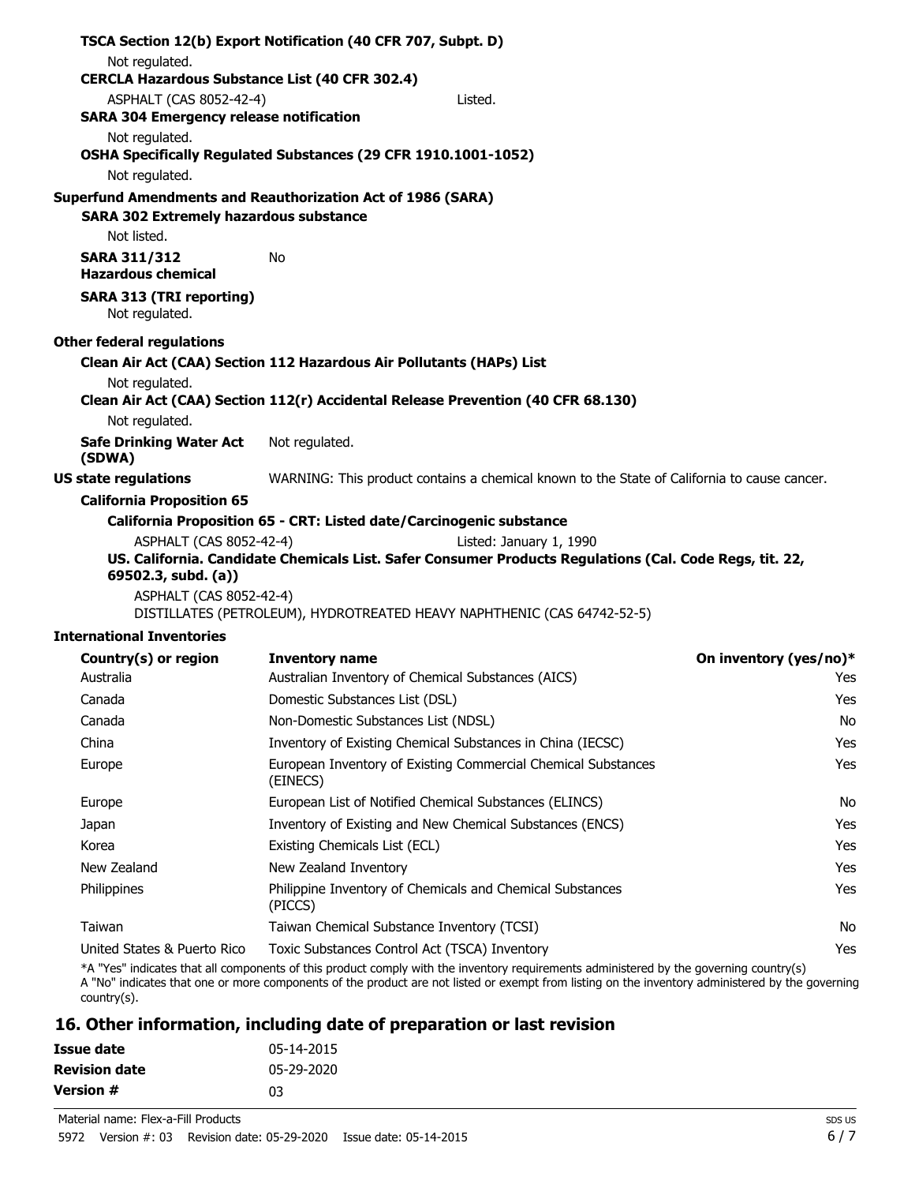**TSCA Section 12(b) Export Notification (40 CFR 707, Subpt. D)**

Not regulated.

**CERCLA Hazardous Substance List (40 CFR 302.4)**

ASPHALT (CAS 8052-42-4) Listed.

**SARA 304 Emergency release notification**

Not regulated.

**OSHA Specifically Regulated Substances (29 CFR 1910.1001-1052)**

Not regulated.

**Superfund Amendments and Reauthorization Act of 1986 (SARA)**

**SARA 302 Extremely hazardous substance**

Not listed.

**SARA 311/312 Hazardous chemical** No

**SARA 313 (TRI reporting)**

Not regulated.

**Other federal regulations**

**Clean Air Act (CAA) Section 112 Hazardous Air Pollutants (HAPs) List**

Not regulated.

**Clean Air Act (CAA) Section 112(r) Accidental Release Prevention (40 CFR 68.130)**

Not regulated.

**Safe Drinking Water Act (SDWA)** Not regulated.

**US state regulations** WARNING: This product contains a chemical known to the State of California to cause cancer.

**California Proposition 65**

**California Proposition 65 - CRT: Listed date/Carcinogenic substance**

ASPHALT (CAS 8052-42-4) Listed: January 1, 1990

**US. California. Candidate Chemicals List. Safer Consumer Products Regulations (Cal. Code Regs, tit. 22, 69502.3, subd. (a))**

ASPHALT (CAS 8052-42-4)
DISTILLATES (PETROLEUM), HYDROTREATED HEAVY NAPHTHENIC (CAS 64742-52-5)

**International Inventories**

| Country(s) or region | Inventory name | On inventory (yes/no)* |
|---|---|---|
| Australia | Australian Inventory of Chemical Substances (AICS) | Yes |
| Canada | Domestic Substances List (DSL) | Yes |
| Canada | Non-Domestic Substances List (NDSL) | No |
| China | Inventory of Existing Chemical Substances in China (IECSC) | Yes |
| Europe | European Inventory of Existing Commercial Chemical Substances (EINECS) | Yes |
| Europe | European List of Notified Chemical Substances (ELINCS) | No |
| Japan | Inventory of Existing and New Chemical Substances (ENCS) | Yes |
| Korea | Existing Chemicals List (ECL) | Yes |
| New Zealand | New Zealand Inventory | Yes |
| Philippines | Philippine Inventory of Chemicals and Chemical Substances (PICCS) | Yes |
| Taiwan | Taiwan Chemical Substance Inventory (TCSI) | No |
| United States & Puerto Rico | Toxic Substances Control Act (TSCA) Inventory | Yes |

*A "Yes" indicates that all components of this product comply with the inventory requirements administered by the governing country(s)
A "No" indicates that one or more components of the product are not listed or exempt from listing on the inventory administered by the governing country(s).

## 16. Other information, including date of preparation or last revision

**Issue date** 05-14-2015

**Revision date** 05-29-2020

**Version #** 03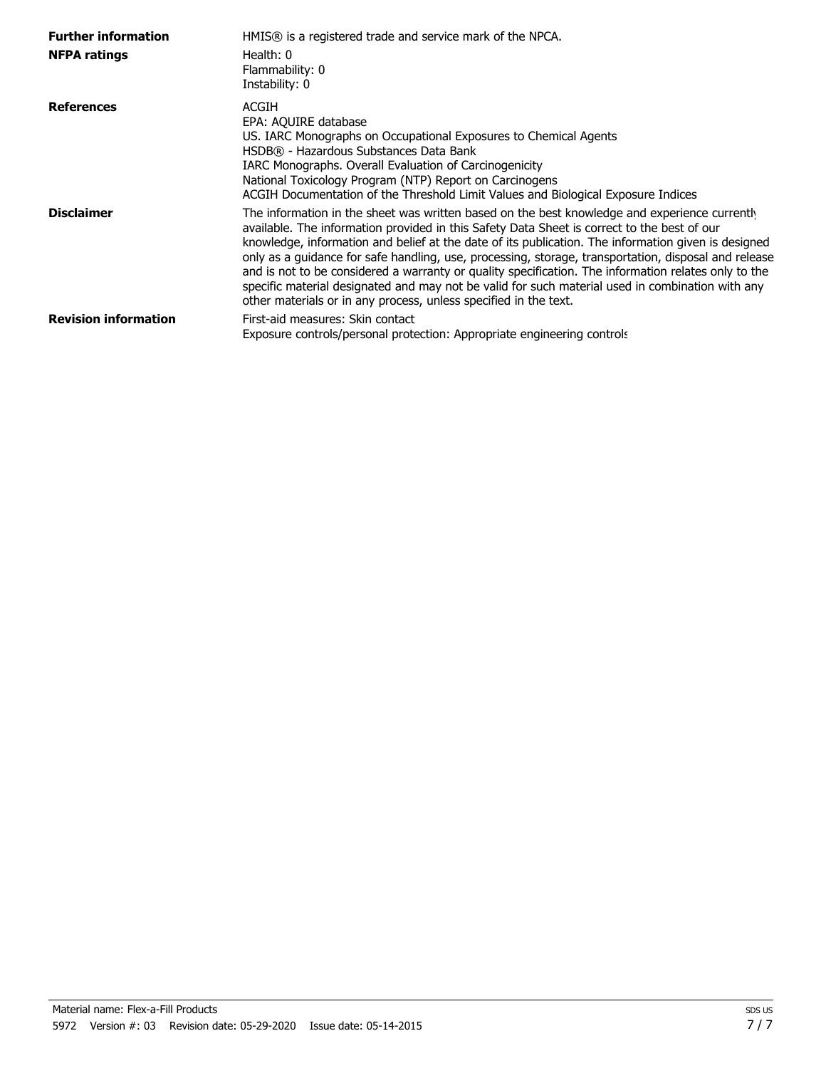**Further information**

HMIS® is a registered trade and service mark of the NPCA.

**NFPA ratings**

Health: 0
Flammability: 0
Instability: 0

**References**

ACGIH
EPA: AQUIRE database
US. IARC Monographs on Occupational Exposures to Chemical Agents
HSDB® - Hazardous Substances Data Bank
IARC Monographs. Overall Evaluation of Carcinogenicity
National Toxicology Program (NTP) Report on Carcinogens
ACGIH Documentation of the Threshold Limit Values and Biological Exposure Indices

**Disclaimer**

The information in the sheet was written based on the best knowledge and experience currently available. The information provided in this Safety Data Sheet is correct to the best of our knowledge, information and belief at the date of its publication. The information given is designed only as a guidance for safe handling, use, processing, storage, transportation, disposal and release and is not to be considered a warranty or quality specification. The information relates only to the specific material designated and may not be valid for such material used in combination with any other materials or in any process, unless specified in the text.

**Revision information**

First-aid measures: Skin contact
Exposure controls/personal protection: Appropriate engineering controls